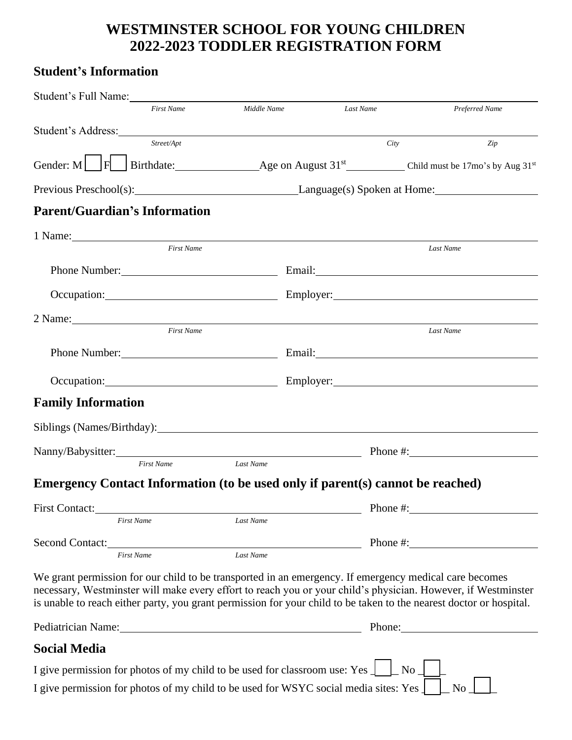# WESTMINSTER SCHOOL FOR YOUNG CHILDREN
# 2022-2023 TODDLER REGISTRATION FORM

## Student's Information

Student's Full Name: ______________________________________________
*First Name* *Middle Name* *Last Name* *Preferred Name*

Student's Address: ______________________________________________
*Street/Apt* *City* *Zip*

Gender: M ☐ F ☐ Birthdate: ____________ Age on August 31st ________ Child must be 17mo's by Aug 31st

Previous Preschool(s): ____________________ Language(s) Spoken at Home: ____________

## Parent/Guardian's Information

1 Name: ______________________________________________
*First Name* *Last Name*

Phone Number: ____________________ Email: ____________________

Occupation: ____________________ Employer: ____________________

2 Name: ______________________________________________
*First Name* *Last Name*

Phone Number: ____________________ Email: ____________________

Occupation: ____________________ Employer: ____________________

## Family Information

Siblings (Names/Birthday): ______________________________________________

Nanny/Babysitter: ____________________ Phone #: ____________________
*First Name* *Last Name*

## Emergency Contact Information (to be used only if parent(s) cannot be reached)

First Contact: ____________________ Phone #: ____________________
*First Name* *Last Name*

Second Contact: ____________________ Phone #: ____________________
*First Name* *Last Name*

We grant permission for our child to be transported in an emergency. If emergency medical care becomes necessary, Westminster will make every effort to reach you or your child's physician. However, if Westminster is unable to reach either party, you grant permission for your child to be taken to the nearest doctor or hospital.

Pediatrician Name: ____________________ Phone: ____________________

## Social Media

I give permission for photos of my child to be used for classroom use: Yes ☐ No ☐

I give permission for photos of my child to be used for WSYC social media sites: Yes ☐ No ☐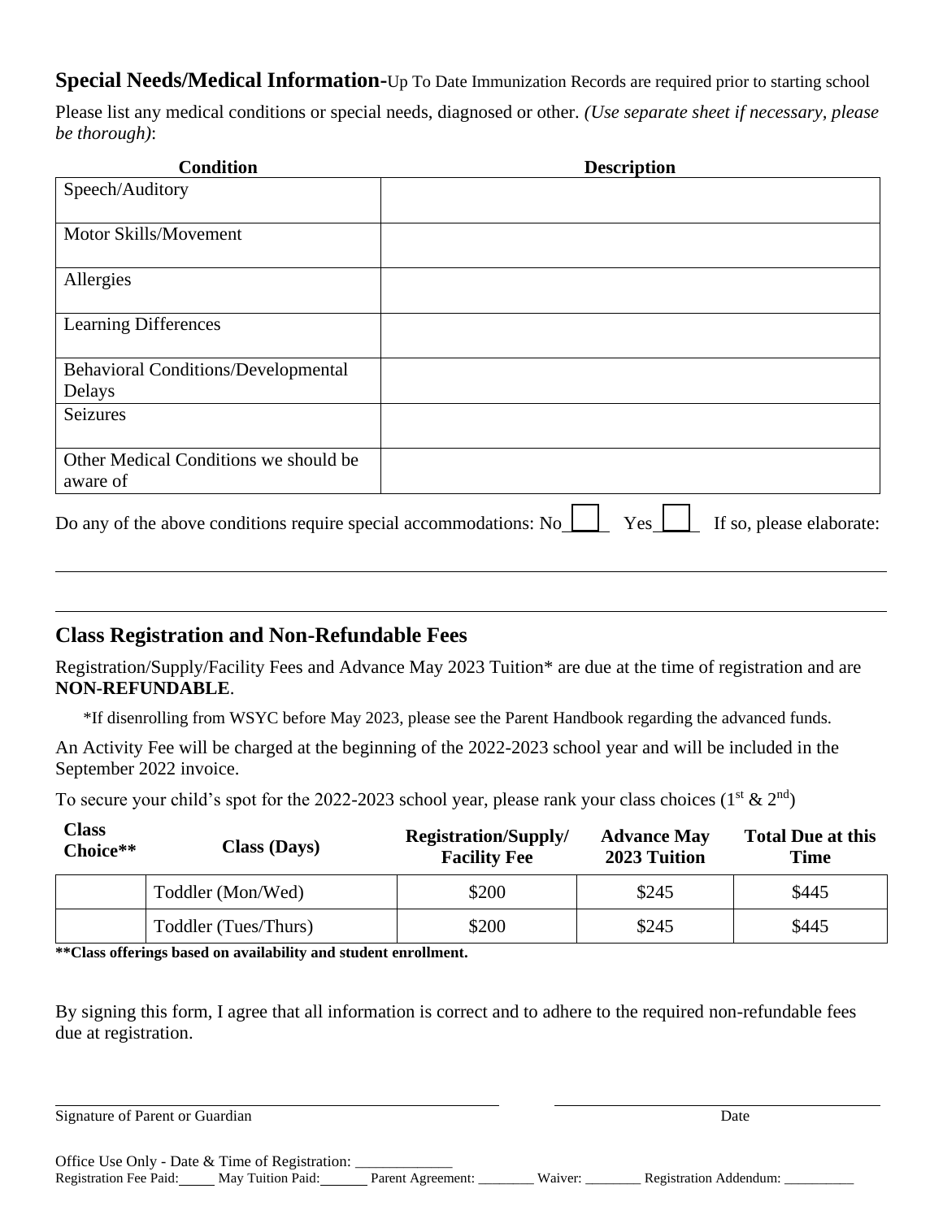## Special Needs/Medical Information-Up To Date Immunization Records are required prior to starting school

Please list any medical conditions or special needs, diagnosed or other. *(Use separate sheet if necessary, please be thorough)*:

| Condition | Description |
|---|---|
| Speech/Auditory | |
| Motor Skills/Movement | |
| Allergies | |
| Learning Differences | |
| Behavioral Conditions/Developmental Delays | |
| Seizures | |
| Other Medical Conditions we should be aware of | |

Do any of the above conditions require special accommodations: No☐ Yes☐ If so, please elaborate:

______________________________________________________________________________

______________________________________________________________________________

## Class Registration and Non-Refundable Fees

Registration/Supply/Facility Fees and Advance May 2023 Tuition* are due at the time of registration and are **NON-REFUNDABLE**.

*If disenrolling from WSYC before May 2023, please see the Parent Handbook regarding the advanced funds.

An Activity Fee will be charged at the beginning of the 2022-2023 school year and will be included in the September 2022 invoice.

To secure your child's spot for the 2022-2023 school year, please rank your class choices (1st & 2nd)

| Class Choice** | Class (Days) | Registration/Supply/ Facility Fee | Advance May 2023 Tuition | Total Due at this Time |
|---|---|---|---|---|
| | Toddler (Mon/Wed) | $200 | $245 | $445 |
| | Toddler (Tues/Thurs) | $200 | $245 | $445 |

****Class offerings based on availability and student enrollment.**

By signing this form, I agree that all information is correct and to adhere to the required non-refundable fees due at registration.

_______________________________________________ _______________________________
Signature of Parent or Guardian Date

Office Use Only - Date & Time of Registration: _____________
Registration Fee Paid:_____ May Tuition Paid:______ Parent Agreement: ________ Waiver: ________ Registration Addendum: __________